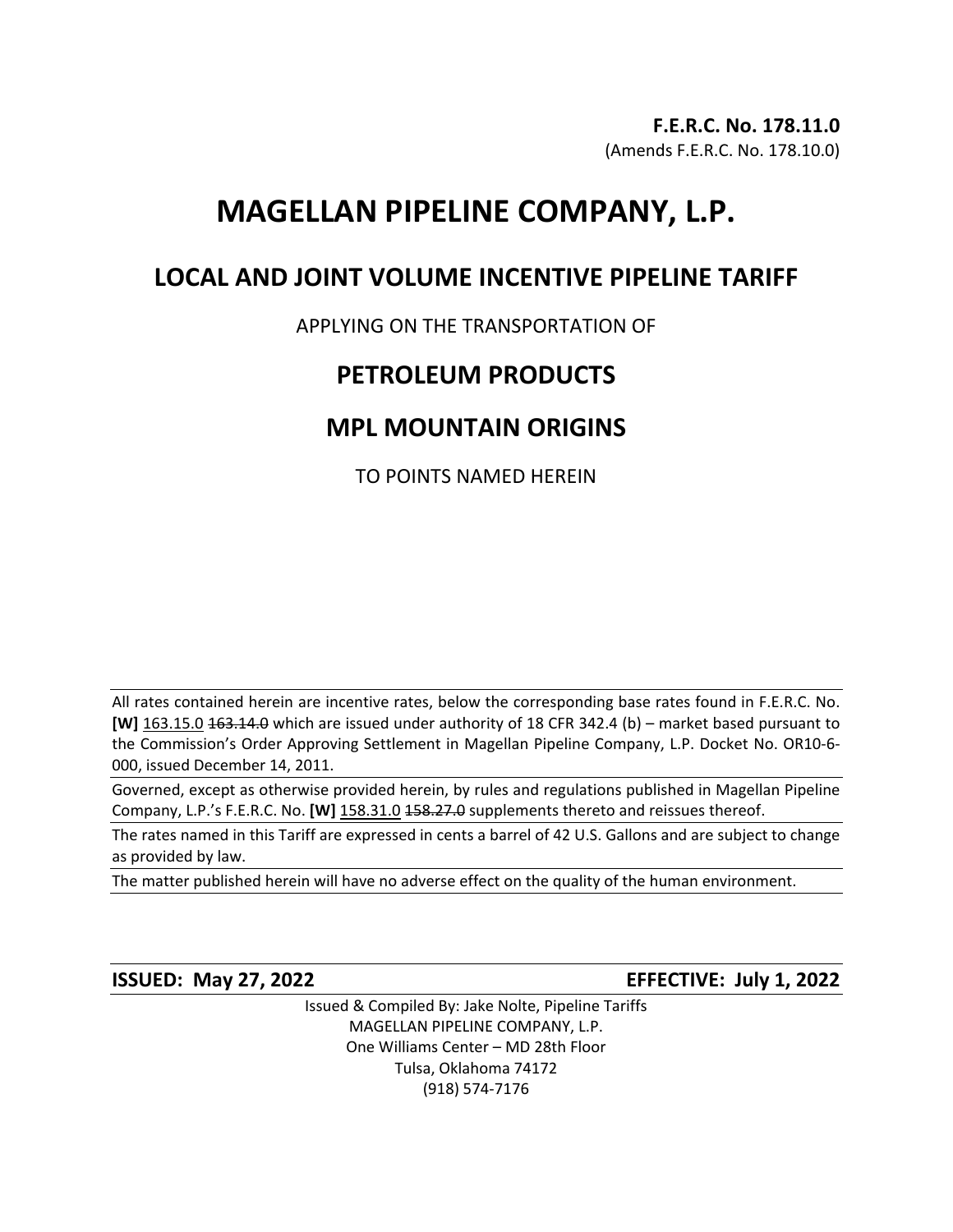**F.E.R.C. No. 178.11.0**
(Amends F.E.R.C. No. 178.10.0)

# MAGELLAN PIPELINE COMPANY, L.P.

## LOCAL AND JOINT VOLUME INCENTIVE PIPELINE TARIFF

APPLYING ON THE TRANSPORTATION OF

## PETROLEUM PRODUCTS

## MPL MOUNTAIN ORIGINS

TO POINTS NAMED HEREIN

All rates contained herein are incentive rates, below the corresponding base rates found in F.E.R.C. No. **[W]** 163.15.0 ~~163.14.0~~ which are issued under authority of 18 CFR 342.4 (b) – market based pursuant to the Commission's Order Approving Settlement in Magellan Pipeline Company, L.P. Docket No. OR10-6-000, issued December 14, 2011.

Governed, except as otherwise provided herein, by rules and regulations published in Magellan Pipeline Company, L.P.'s F.E.R.C. No. **[W]** 158.31.0 ~~158.27.0~~ supplements thereto and reissues thereof.

The rates named in this Tariff are expressed in cents a barrel of 42 U.S. Gallons and are subject to change as provided by law.

The matter published herein will have no adverse effect on the quality of the human environment.

**ISSUED: May 27, 2022** **EFFECTIVE: July 1, 2022**

Issued & Compiled By: Jake Nolte, Pipeline Tariffs
MAGELLAN PIPELINE COMPANY, L.P.
One Williams Center – MD 28th Floor
Tulsa, Oklahoma 74172
(918) 574-7176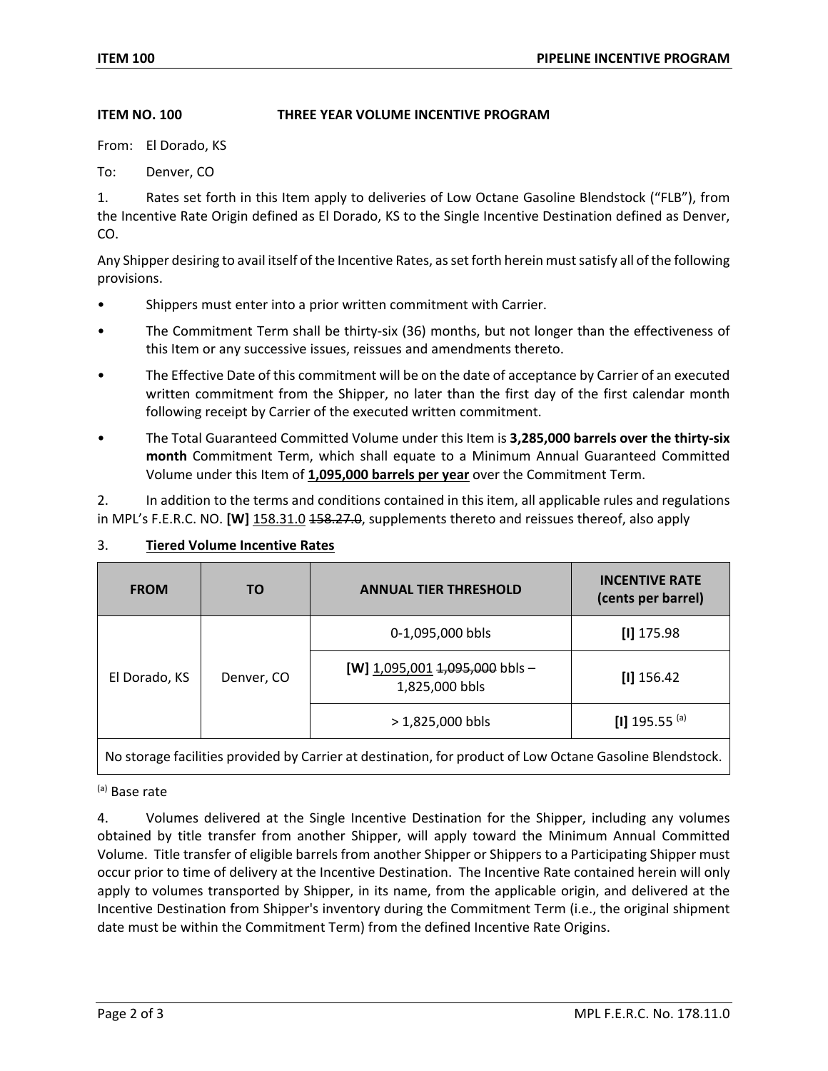**ITEM NO. 100 THREE YEAR VOLUME INCENTIVE PROGRAM**

From: El Dorado, KS

To: Denver, CO

1. Rates set forth in this Item apply to deliveries of Low Octane Gasoline Blendstock ("FLB"), from the Incentive Rate Origin defined as El Dorado, KS to the Single Incentive Destination defined as Denver, CO.

Any Shipper desiring to avail itself of the Incentive Rates, as set forth herein must satisfy all of the following provisions.

- Shippers must enter into a prior written commitment with Carrier.
- The Commitment Term shall be thirty-six (36) months, but not longer than the effectiveness of this Item or any successive issues, reissues and amendments thereto.
- The Effective Date of this commitment will be on the date of acceptance by Carrier of an executed written commitment from the Shipper, no later than the first day of the first calendar month following receipt by Carrier of the executed written commitment.
- The Total Guaranteed Committed Volume under this Item is **3,285,000 barrels over the thirty-six month** Commitment Term, which shall equate to a Minimum Annual Guaranteed Committed Volume under this Item of **1,095,000 barrels per year** over the Commitment Term.

2. In addition to the terms and conditions contained in this item, all applicable rules and regulations in MPL's F.E.R.C. NO. **[W]** 158.31.0 ~~158.27.0~~, supplements thereto and reissues thereof, also apply

3. **Tiered Volume Incentive Rates**

| FROM | TO | ANNUAL TIER THRESHOLD | INCENTIVE RATE (cents per barrel) |
|---|---|---|---|
| El Dorado, KS | Denver, CO | 0-1,095,000 bbls | **[I]** 175.98 |
| | | **[W]** 1,095,001 ~~1,095,000~~ bbls – 1,825,000 bbls | **[I]** 156.42 |
| | | > 1,825,000 bbls | **[I]** 195.55 [(a)] |
| No storage facilities provided by Carrier at destination, for product of Low Octane Gasoline Blendstock. | | | |

[(a)] Base rate

4. Volumes delivered at the Single Incentive Destination for the Shipper, including any volumes obtained by title transfer from another Shipper, will apply toward the Minimum Annual Committed Volume. Title transfer of eligible barrels from another Shipper or Shippers to a Participating Shipper must occur prior to time of delivery at the Incentive Destination. The Incentive Rate contained herein will only apply to volumes transported by Shipper, in its name, from the applicable origin, and delivered at the Incentive Destination from Shipper's inventory during the Commitment Term (i.e., the original shipment date must be within the Commitment Term) from the defined Incentive Rate Origins.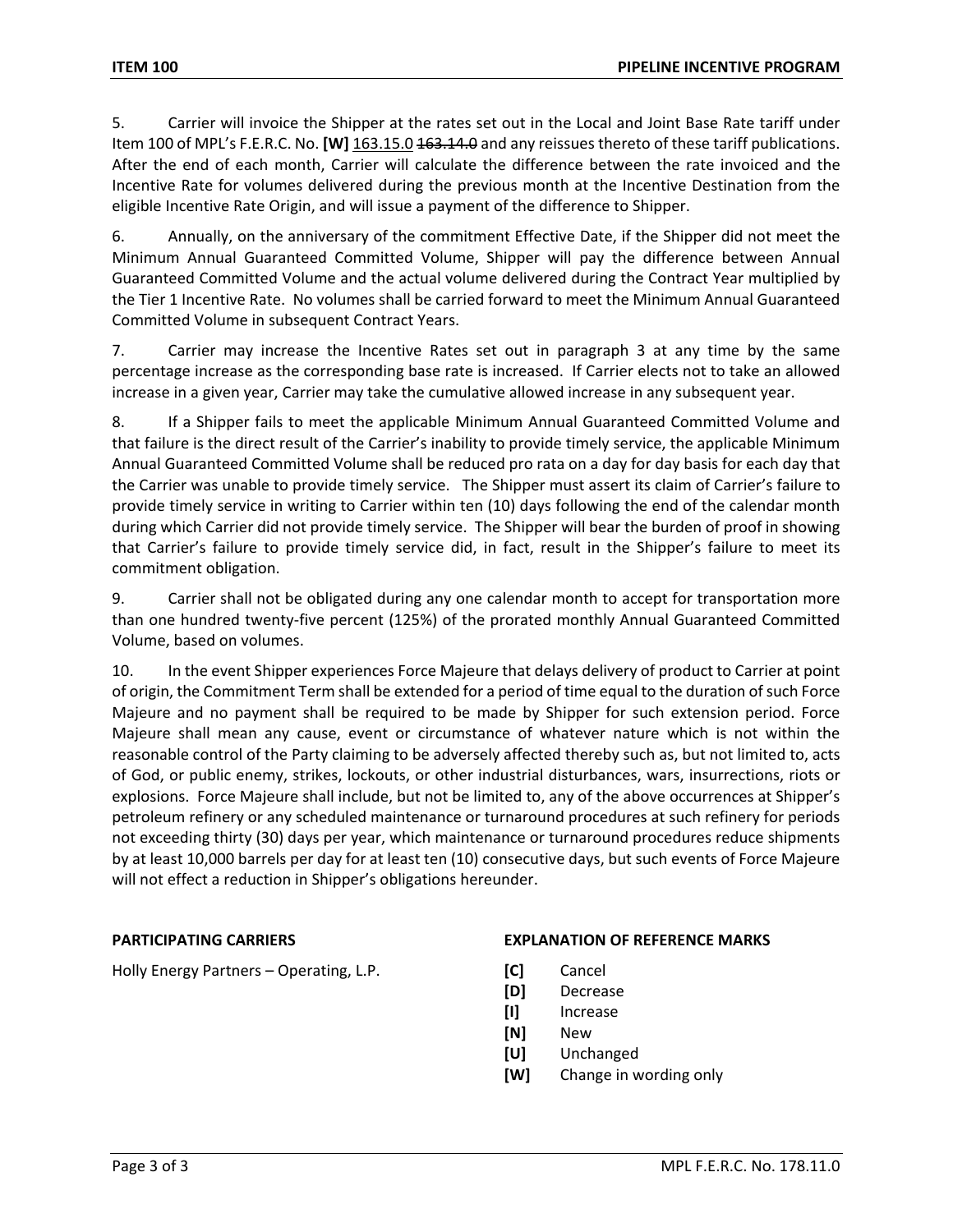5. Carrier will invoice the Shipper at the rates set out in the Local and Joint Base Rate tariff under Item 100 of MPL's F.E.R.C. No. **[W]** 163.15.0 ~~163.14.0~~ and any reissues thereto of these tariff publications. After the end of each month, Carrier will calculate the difference between the rate invoiced and the Incentive Rate for volumes delivered during the previous month at the Incentive Destination from the eligible Incentive Rate Origin, and will issue a payment of the difference to Shipper.

6. Annually, on the anniversary of the commitment Effective Date, if the Shipper did not meet the Minimum Annual Guaranteed Committed Volume, Shipper will pay the difference between Annual Guaranteed Committed Volume and the actual volume delivered during the Contract Year multiplied by the Tier 1 Incentive Rate. No volumes shall be carried forward to meet the Minimum Annual Guaranteed Committed Volume in subsequent Contract Years.

7. Carrier may increase the Incentive Rates set out in paragraph 3 at any time by the same percentage increase as the corresponding base rate is increased. If Carrier elects not to take an allowed increase in a given year, Carrier may take the cumulative allowed increase in any subsequent year.

8. If a Shipper fails to meet the applicable Minimum Annual Guaranteed Committed Volume and that failure is the direct result of the Carrier's inability to provide timely service, the applicable Minimum Annual Guaranteed Committed Volume shall be reduced pro rata on a day for day basis for each day that the Carrier was unable to provide timely service. The Shipper must assert its claim of Carrier's failure to provide timely service in writing to Carrier within ten (10) days following the end of the calendar month during which Carrier did not provide timely service. The Shipper will bear the burden of proof in showing that Carrier's failure to provide timely service did, in fact, result in the Shipper's failure to meet its commitment obligation.

9. Carrier shall not be obligated during any one calendar month to accept for transportation more than one hundred twenty-five percent (125%) of the prorated monthly Annual Guaranteed Committed Volume, based on volumes.

10. In the event Shipper experiences Force Majeure that delays delivery of product to Carrier at point of origin, the Commitment Term shall be extended for a period of time equal to the duration of such Force Majeure and no payment shall be required to be made by Shipper for such extension period. Force Majeure shall mean any cause, event or circumstance of whatever nature which is not within the reasonable control of the Party claiming to be adversely affected thereby such as, but not limited to, acts of God, or public enemy, strikes, lockouts, or other industrial disturbances, wars, insurrections, riots or explosions. Force Majeure shall include, but not be limited to, any of the above occurrences at Shipper's petroleum refinery or any scheduled maintenance or turnaround procedures at such refinery for periods not exceeding thirty (30) days per year, which maintenance or turnaround procedures reduce shipments by at least 10,000 barrels per day for at least ten (10) consecutive days, but such events of Force Majeure will not effect a reduction in Shipper's obligations hereunder.

**PARTICIPATING CARRIERS**

Holly Energy Partners – Operating, L.P.

**EXPLANATION OF REFERENCE MARKS**

**[C]** Cancel
**[D]** Decrease
**[I]** Increase
**[N]** New
**[U]** Unchanged
**[W]** Change in wording only